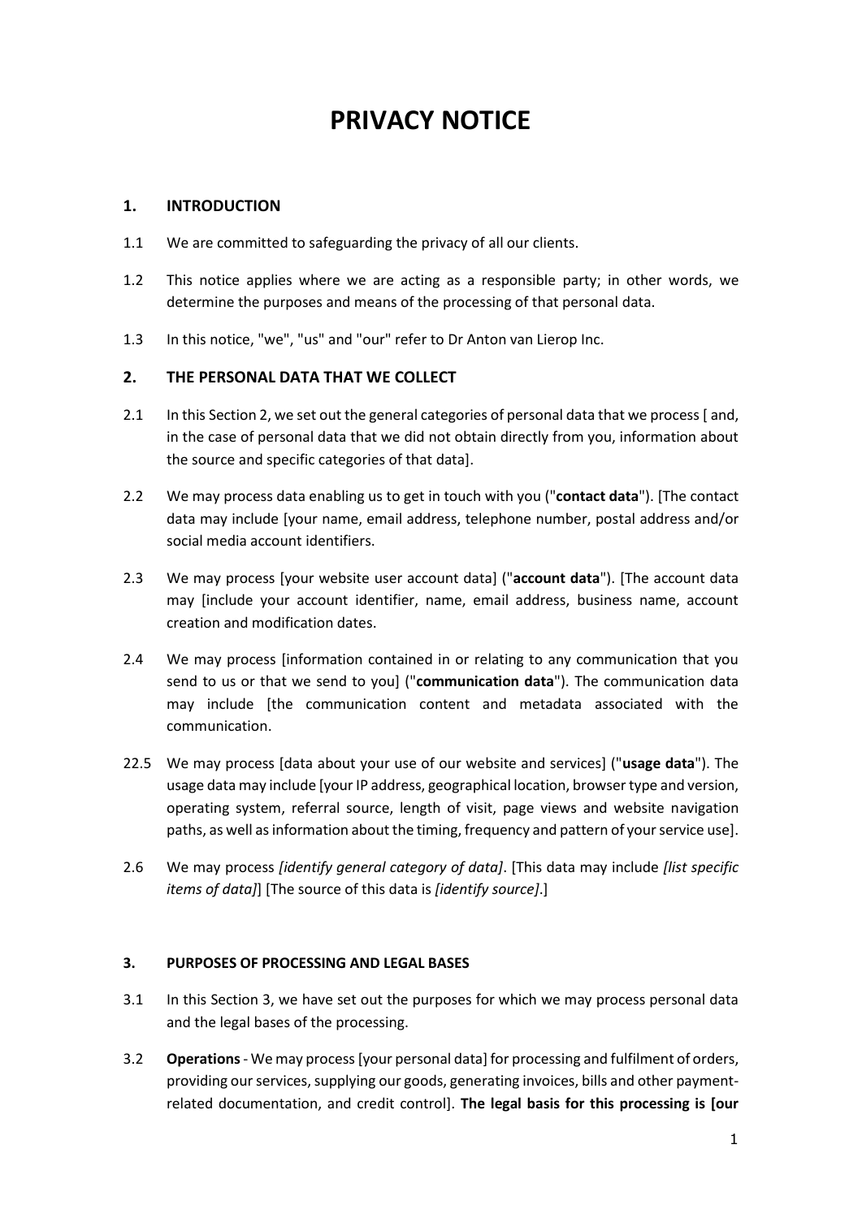# PRIVACY NOTICE

## 1. INTRODUCTION

1.1 We are committed to safeguarding the privacy of all our clients.

1.2 This notice applies where we are acting as a responsible party; in other words, we determine the purposes and means of the processing of that personal data.

1.3 In this notice, "we", "us" and "our" refer to Dr Anton van Lierop Inc.

## 2. THE PERSONAL DATA THAT WE COLLECT

2.1 In this Section 2, we set out the general categories of personal data that we process [ and, in the case of personal data that we did not obtain directly from you, information about the source and specific categories of that data].

2.2 We may process data enabling us to get in touch with you ("**contact data**"). [The contact data may include [your name, email address, telephone number, postal address and/or social media account identifiers.

2.3 We may process [your website user account data] ("**account data**"). [The account data may [include your account identifier, name, email address, business name, account creation and modification dates.

2.4 We may process [information contained in or relating to any communication that you send to us or that we send to you] ("**communication data**"). The communication data may include [the communication content and metadata associated with the communication.

22.5 We may process [data about your use of our website and services] ("**usage data**"). The usage data may include [your IP address, geographical location, browser type and version, operating system, referral source, length of visit, page views and website navigation paths, as well as information about the timing, frequency and pattern of your service use].

2.6 We may process *[identify general category of data]*. [This data may include *[list specific items of data]*] [The source of this data is *[identify source]*.]

## 3. PURPOSES OF PROCESSING AND LEGAL BASES

3.1 In this Section 3, we have set out the purposes for which we may process personal data and the legal bases of the processing.

3.2 **Operations** - We may process [your personal data] for processing and fulfilment of orders, providing our services, supplying our goods, generating invoices, bills and other payment-related documentation, and credit control]. **The legal basis for this processing is [our**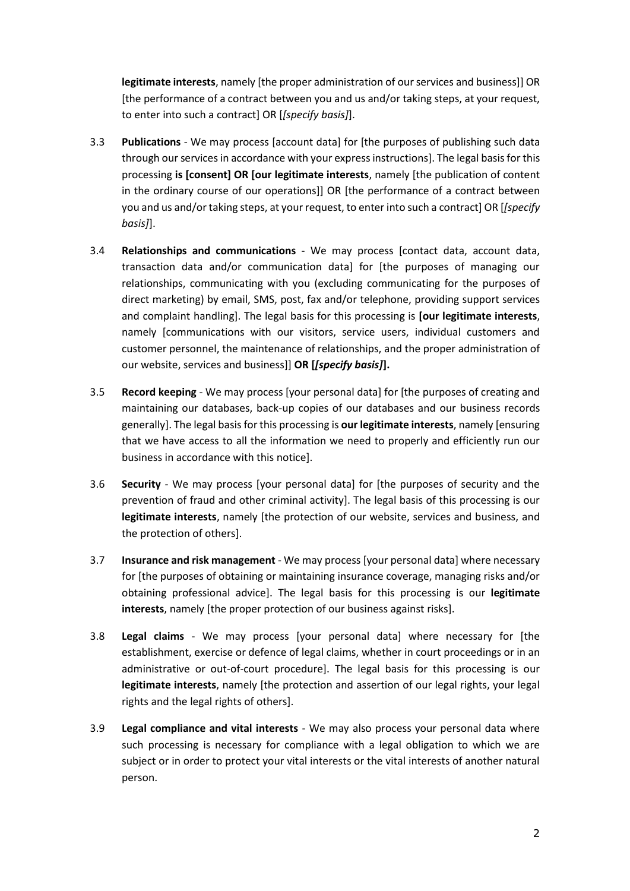**legitimate interests**, namely [the proper administration of our services and business]] OR [the performance of a contract between you and us and/or taking steps, at your request, to enter into such a contract] OR [*[specify basis]*].

3.3 **Publications** - We may process [account data] for [the purposes of publishing such data through our services in accordance with your express instructions]. The legal basis for this processing **is [consent] OR [our legitimate interests**, namely [the publication of content in the ordinary course of our operations]] OR [the performance of a contract between you and us and/or taking steps, at your request, to enter into such a contract] OR [*[specify basis]*].

3.4 **Relationships and communications** - We may process [contact data, account data, transaction data and/or communication data] for [the purposes of managing our relationships, communicating with you (excluding communicating for the purposes of direct marketing) by email, SMS, post, fax and/or telephone, providing support services and complaint handling]. The legal basis for this processing is **[our legitimate interests**, namely [communications with our visitors, service users, individual customers and customer personnel, the maintenance of relationships, and the proper administration of our website, services and business]] **OR [*[specify basis]*].**

3.5 **Record keeping** - We may process [your personal data] for [the purposes of creating and maintaining our databases, back-up copies of our databases and our business records generally]. The legal basis for this processing is **our legitimate interests**, namely [ensuring that we have access to all the information we need to properly and efficiently run our business in accordance with this notice].

3.6 **Security** - We may process [your personal data] for [the purposes of security and the prevention of fraud and other criminal activity]. The legal basis of this processing is our **legitimate interests**, namely [the protection of our website, services and business, and the protection of others].

3.7 **Insurance and risk management** - We may process [your personal data] where necessary for [the purposes of obtaining or maintaining insurance coverage, managing risks and/or obtaining professional advice]. The legal basis for this processing is our **legitimate interests**, namely [the proper protection of our business against risks].

3.8 **Legal claims** - We may process [your personal data] where necessary for [the establishment, exercise or defence of legal claims, whether in court proceedings or in an administrative or out-of-court procedure]. The legal basis for this processing is our **legitimate interests**, namely [the protection and assertion of our legal rights, your legal rights and the legal rights of others].

3.9 **Legal compliance and vital interests** - We may also process your personal data where such processing is necessary for compliance with a legal obligation to which we are subject or in order to protect your vital interests or the vital interests of another natural person.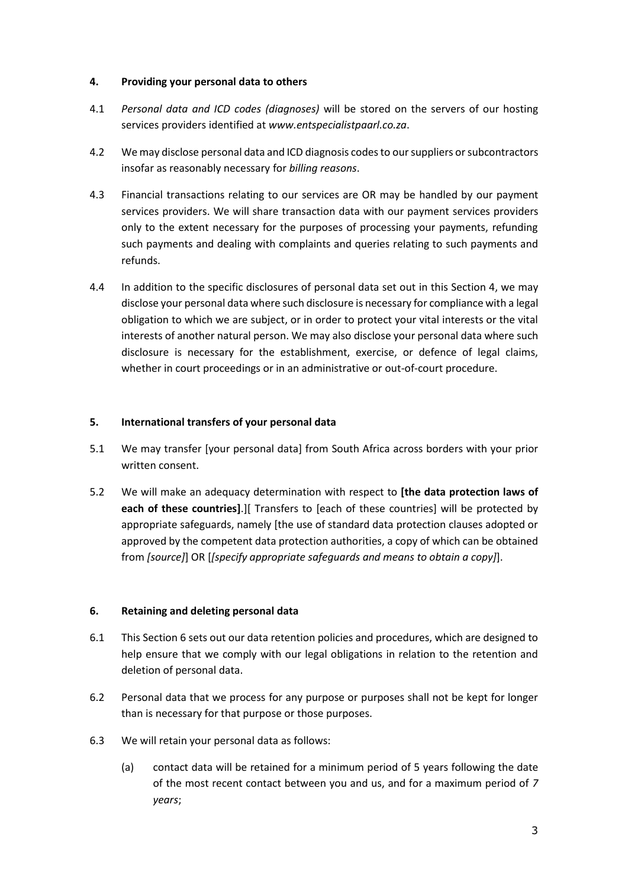## 4. Providing your personal data to others

4.1 *Personal data and ICD codes (diagnoses)* will be stored on the servers of our hosting services providers identified at *www.entspecialistpaarl.co.za*.

4.2 We may disclose personal data and ICD diagnosis codes to our suppliers or subcontractors insofar as reasonably necessary for *billing reasons*.

4.3 Financial transactions relating to our services are OR may be handled by our payment services providers. We will share transaction data with our payment services providers only to the extent necessary for the purposes of processing your payments, refunding such payments and dealing with complaints and queries relating to such payments and refunds.

4.4 In addition to the specific disclosures of personal data set out in this Section 4, we may disclose your personal data where such disclosure is necessary for compliance with a legal obligation to which we are subject, or in order to protect your vital interests or the vital interests of another natural person. We may also disclose your personal data where such disclosure is necessary for the establishment, exercise, or defence of legal claims, whether in court proceedings or in an administrative or out-of-court procedure.

## 5. International transfers of your personal data

5.1 We may transfer [your personal data] from South Africa across borders with your prior written consent.

5.2 We will make an adequacy determination with respect to **[the data protection laws of each of these countries]**.][ Transfers to [each of these countries] will be protected by appropriate safeguards, namely [the use of standard data protection clauses adopted or approved by the competent data protection authorities, a copy of which can be obtained from *[source]*] OR [*[specify appropriate safeguards and means to obtain a copy]*].

## 6. Retaining and deleting personal data

6.1 This Section 6 sets out our data retention policies and procedures, which are designed to help ensure that we comply with our legal obligations in relation to the retention and deletion of personal data.

6.2 Personal data that we process for any purpose or purposes shall not be kept for longer than is necessary for that purpose or those purposes.

6.3 We will retain your personal data as follows:

(a) contact data will be retained for a minimum period of 5 years following the date of the most recent contact between you and us, and for a maximum period of *7 years*;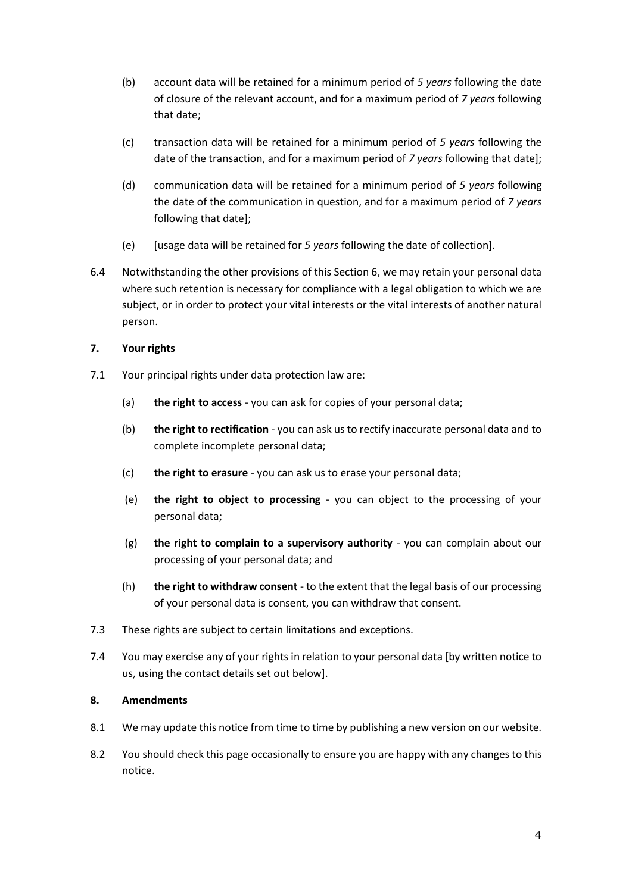(b) account data will be retained for a minimum period of *5 years* following the date of closure of the relevant account, and for a maximum period of *7 years* following that date;

(c) transaction data will be retained for a minimum period of *5 years* following the date of the transaction, and for a maximum period of *7 years* following that date];

(d) communication data will be retained for a minimum period of *5 years* following the date of the communication in question, and for a maximum period of *7 years* following that date];

(e) [usage data will be retained for *5 years* following the date of collection].

6.4 Notwithstanding the other provisions of this Section 6, we may retain your personal data where such retention is necessary for compliance with a legal obligation to which we are subject, or in order to protect your vital interests or the vital interests of another natural person.

**7. Your rights**

7.1 Your principal rights under data protection law are:

(a) **the right to access** - you can ask for copies of your personal data;

(b) **the right to rectification** - you can ask us to rectify inaccurate personal data and to complete incomplete personal data;

(c) **the right to erasure** - you can ask us to erase your personal data;

(e) **the right to object to processing** - you can object to the processing of your personal data;

(g) **the right to complain to a supervisory authority** - you can complain about our processing of your personal data; and

(h) **the right to withdraw consent** - to the extent that the legal basis of our processing of your personal data is consent, you can withdraw that consent.

7.3 These rights are subject to certain limitations and exceptions.

7.4 You may exercise any of your rights in relation to your personal data [by written notice to us, using the contact details set out below].

**8. Amendments**

8.1 We may update this notice from time to time by publishing a new version on our website.

8.2 You should check this page occasionally to ensure you are happy with any changes to this notice.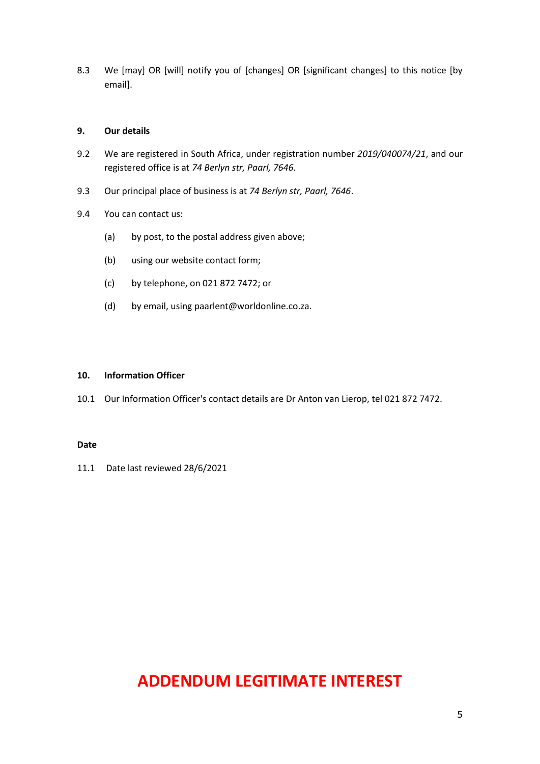8.3 We [may] OR [will] notify you of [changes] OR [significant changes] to this notice [by email].

### 9. Our details

9.2 We are registered in South Africa, under registration number *2019/040074/21*, and our registered office is at *74 Berlyn str, Paarl, 7646*.

9.3 Our principal place of business is at *74 Berlyn str, Paarl, 7646*.

9.4 You can contact us:

(a) by post, to the postal address given above;

(b) using our website contact form;

(c) by telephone, on 021 872 7472; or

(d) by email, using paarlent@worldonline.co.za.

### 10. Information Officer

10.1 Our Information Officer's contact details are Dr Anton van Lierop, tel 021 872 7472.

### Date

11.1 Date last reviewed 28/6/2021

# ADDENDUM LEGITIMATE INTEREST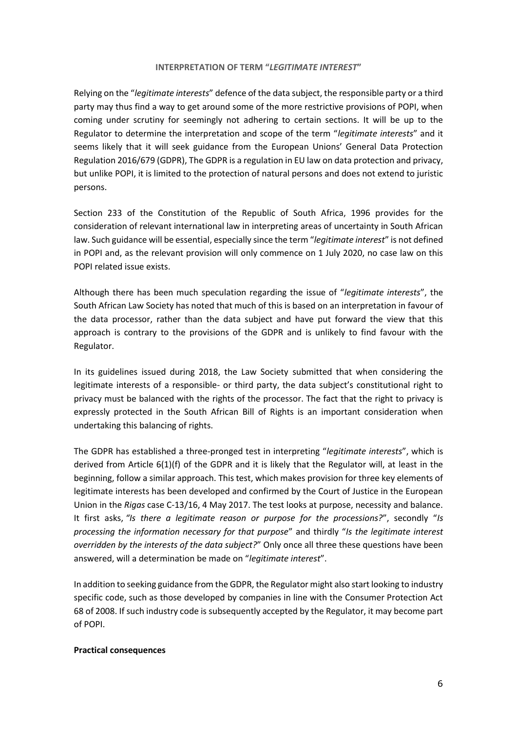**INTERPRETATION OF TERM "*LEGITIMATE INTEREST*"**

Relying on the "*legitimate interests*" defence of the data subject, the responsible party or a third party may thus find a way to get around some of the more restrictive provisions of POPI, when coming under scrutiny for seemingly not adhering to certain sections. It will be up to the Regulator to determine the interpretation and scope of the term "*legitimate interests*" and it seems likely that it will seek guidance from the European Unions' General Data Protection Regulation 2016/679 (GDPR), The GDPR is a regulation in EU law on data protection and privacy, but unlike POPI, it is limited to the protection of natural persons and does not extend to juristic persons.

Section 233 of the Constitution of the Republic of South Africa, 1996 provides for the consideration of relevant international law in interpreting areas of uncertainty in South African law. Such guidance will be essential, especially since the term "*legitimate interest*" is not defined in POPI and, as the relevant provision will only commence on 1 July 2020, no case law on this POPI related issue exists.

Although there has been much speculation regarding the issue of "*legitimate interests*", the South African Law Society has noted that much of this is based on an interpretation in favour of the data processor, rather than the data subject and have put forward the view that this approach is contrary to the provisions of the GDPR and is unlikely to find favour with the Regulator.

In its guidelines issued during 2018, the Law Society submitted that when considering the legitimate interests of a responsible- or third party, the data subject's constitutional right to privacy must be balanced with the rights of the processor. The fact that the right to privacy is expressly protected in the South African Bill of Rights is an important consideration when undertaking this balancing of rights.

The GDPR has established a three-pronged test in interpreting "*legitimate interests*", which is derived from Article 6(1)(f) of the GDPR and it is likely that the Regulator will, at least in the beginning, follow a similar approach. This test, which makes provision for three key elements of legitimate interests has been developed and confirmed by the Court of Justice in the European Union in the *Rigas* case C-13/16, 4 May 2017. The test looks at purpose, necessity and balance. It first asks, *"Is there a legitimate reason or purpose for the processions?*", secondly "*Is processing the information necessary for that purpose*" and thirdly "*Is the legitimate interest overridden by the interests of the data subject?*" Only once all three these questions have been answered, will a determination be made on "*legitimate interest*".

In addition to seeking guidance from the GDPR, the Regulator might also start looking to industry specific code, such as those developed by companies in line with the Consumer Protection Act 68 of 2008. If such industry code is subsequently accepted by the Regulator, it may become part of POPI.

**Practical consequences**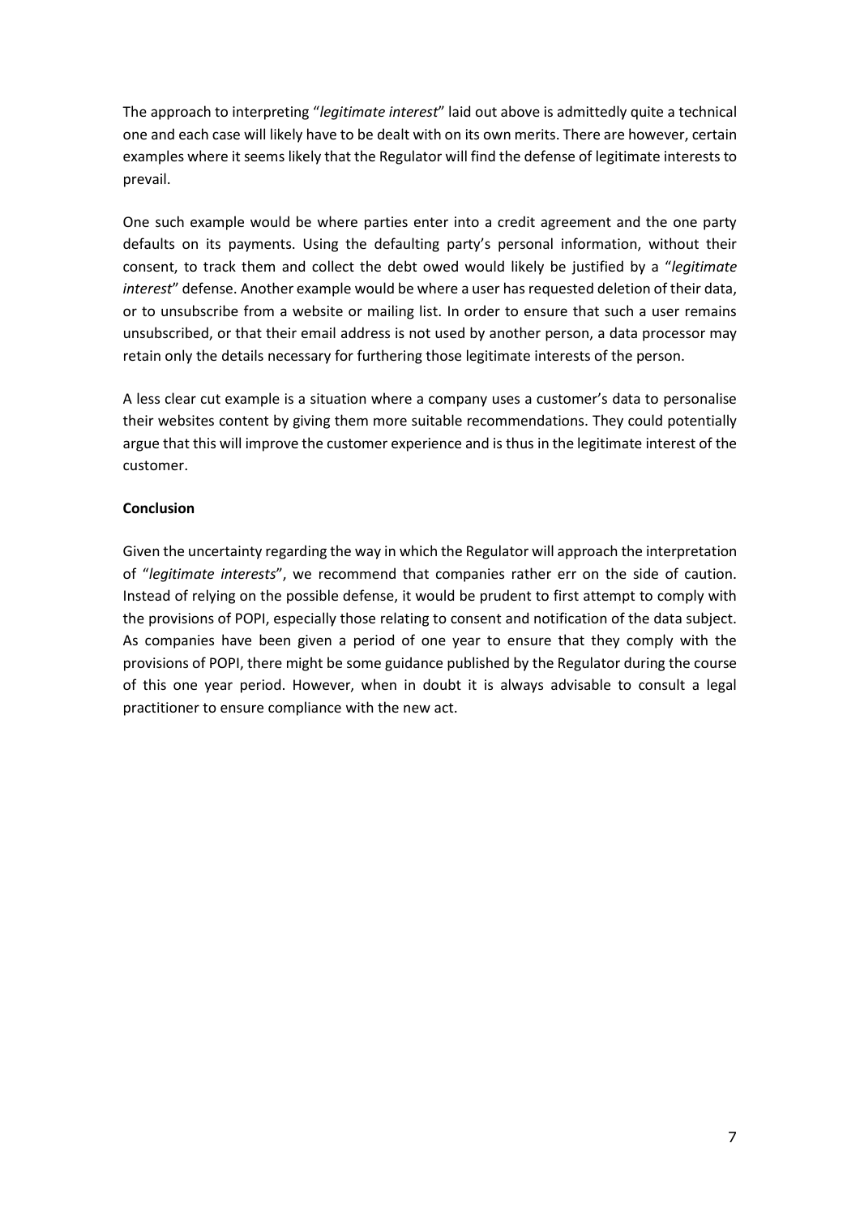The approach to interpreting "*legitimate interest*" laid out above is admittedly quite a technical one and each case will likely have to be dealt with on its own merits. There are however, certain examples where it seems likely that the Regulator will find the defense of legitimate interests to prevail.

One such example would be where parties enter into a credit agreement and the one party defaults on its payments. Using the defaulting party's personal information, without their consent, to track them and collect the debt owed would likely be justified by a "*legitimate interest*" defense. Another example would be where a user has requested deletion of their data, or to unsubscribe from a website or mailing list. In order to ensure that such a user remains unsubscribed, or that their email address is not used by another person, a data processor may retain only the details necessary for furthering those legitimate interests of the person.

A less clear cut example is a situation where a company uses a customer's data to personalise their websites content by giving them more suitable recommendations. They could potentially argue that this will improve the customer experience and is thus in the legitimate interest of the customer.

**Conclusion**

Given the uncertainty regarding the way in which the Regulator will approach the interpretation of "*legitimate interests*", we recommend that companies rather err on the side of caution. Instead of relying on the possible defense, it would be prudent to first attempt to comply with the provisions of POPI, especially those relating to consent and notification of the data subject. As companies have been given a period of one year to ensure that they comply with the provisions of POPI, there might be some guidance published by the Regulator during the course of this one year period. However, when in doubt it is always advisable to consult a legal practitioner to ensure compliance with the new act.